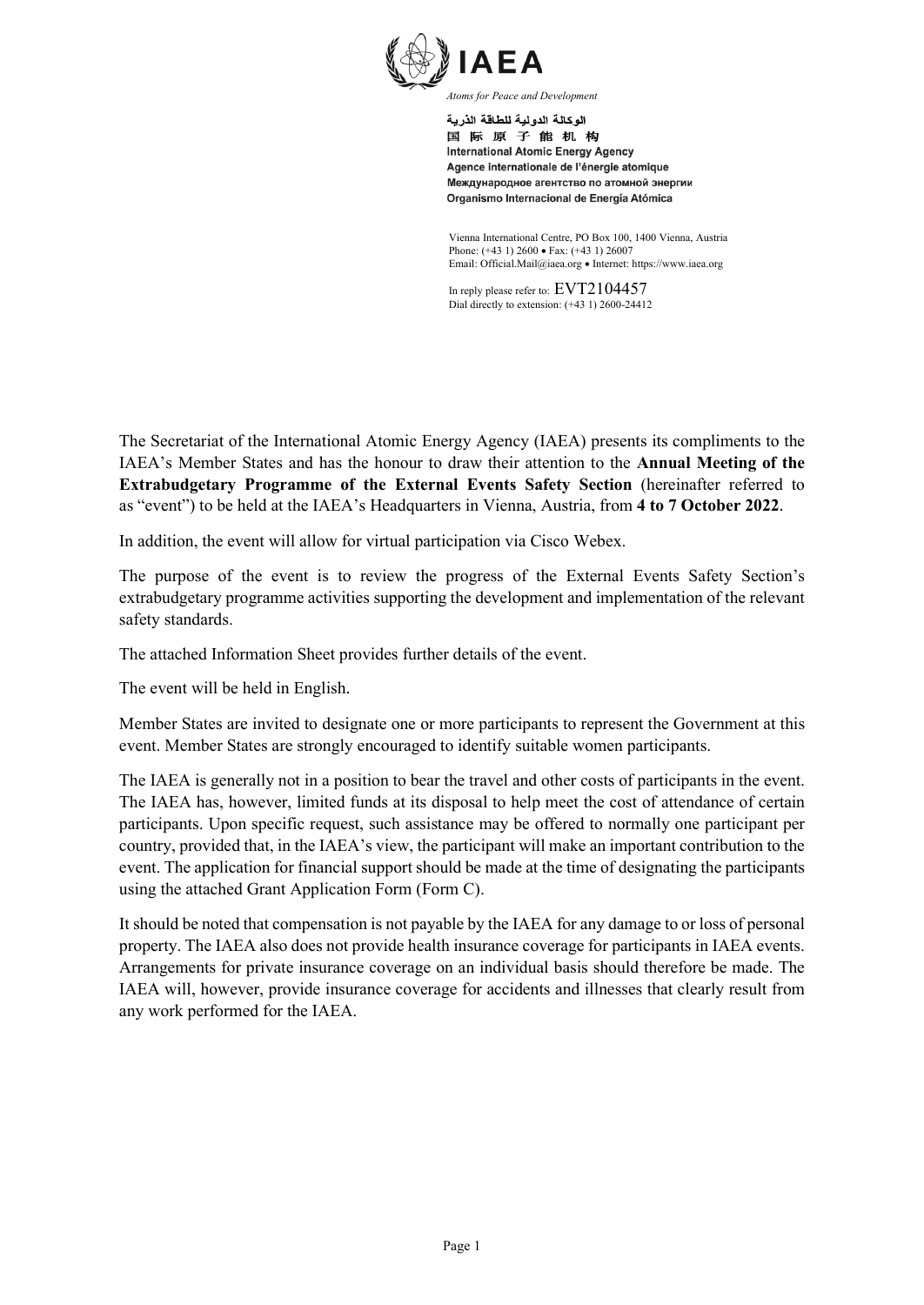**IAEA**

*Atoms for Peace and Development*

الوكالة الدولية للطاقة الذرية
国际原子能机构
International Atomic Energy Agency
Agence internationale de l'énergie atomique
Международное агентство по атомной энергии
Organismo Internacional de Energía Atómica

Vienna International Centre, PO Box 100, 1400 Vienna, Austria
Phone: (+43 1) 2600 • Fax: (+43 1) 26007
Email: Official.Mail@iaea.org • Internet: https://www.iaea.org

In reply please refer to: EVT2104457
Dial directly to extension: (+43 1) 2600-24412

The Secretariat of the International Atomic Energy Agency (IAEA) presents its compliments to the IAEA's Member States and has the honour to draw their attention to the **Annual Meeting of the Extrabudgetary Programme of the External Events Safety Section** (hereinafter referred to as "event") to be held at the IAEA's Headquarters in Vienna, Austria, from **4 to 7 October 2022**.

In addition, the event will allow for virtual participation via Cisco Webex.

The purpose of the event is to review the progress of the External Events Safety Section's extrabudgetary programme activities supporting the development and implementation of the relevant safety standards.

The attached Information Sheet provides further details of the event.

The event will be held in English.

Member States are invited to designate one or more participants to represent the Government at this event. Member States are strongly encouraged to identify suitable women participants.

The IAEA is generally not in a position to bear the travel and other costs of participants in the event. The IAEA has, however, limited funds at its disposal to help meet the cost of attendance of certain participants. Upon specific request, such assistance may be offered to normally one participant per country, provided that, in the IAEA's view, the participant will make an important contribution to the event. The application for financial support should be made at the time of designating the participants using the attached Grant Application Form (Form C).

It should be noted that compensation is not payable by the IAEA for any damage to or loss of personal property. The IAEA also does not provide health insurance coverage for participants in IAEA events. Arrangements for private insurance coverage on an individual basis should therefore be made. The IAEA will, however, provide insurance coverage for accidents and illnesses that clearly result from any work performed for the IAEA.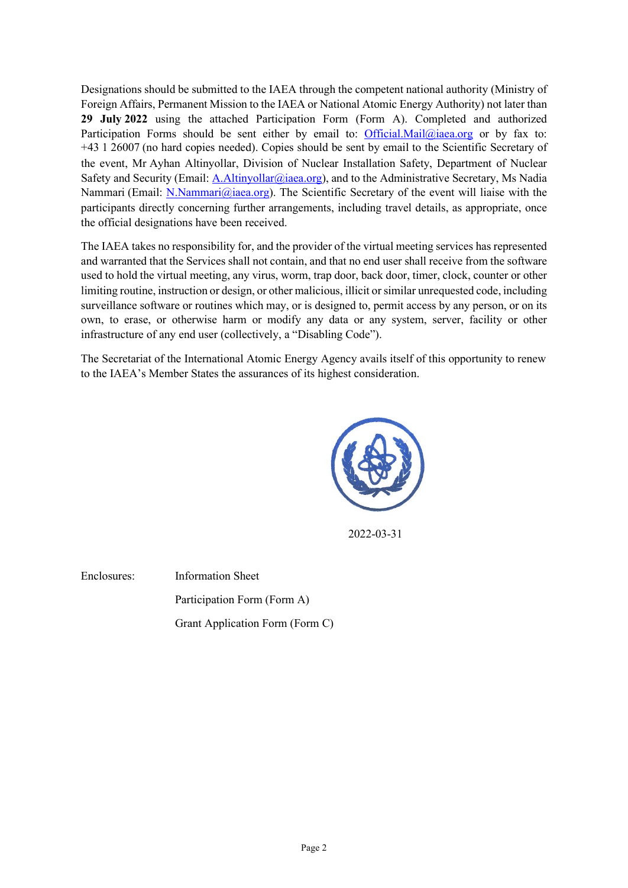Designations should be submitted to the IAEA through the competent national authority (Ministry of Foreign Affairs, Permanent Mission to the IAEA or National Atomic Energy Authority) not later than **29 July 2022** using the attached Participation Form (Form A). Completed and authorized Participation Forms should be sent either by email to: Official.Mail@iaea.org or by fax to: +43 1 26007 (no hard copies needed). Copies should be sent by email to the Scientific Secretary of the event, Mr Ayhan Altinyollar, Division of Nuclear Installation Safety, Department of Nuclear Safety and Security (Email: A.Altinyollar@iaea.org), and to the Administrative Secretary, Ms Nadia Nammari (Email: N.Nammari@iaea.org). The Scientific Secretary of the event will liaise with the participants directly concerning further arrangements, including travel details, as appropriate, once the official designations have been received.

The IAEA takes no responsibility for, and the provider of the virtual meeting services has represented and warranted that the Services shall not contain, and that no end user shall receive from the software used to hold the virtual meeting, any virus, worm, trap door, back door, timer, clock, counter or other limiting routine, instruction or design, or other malicious, illicit or similar unrequested code, including surveillance software or routines which may, or is designed to, permit access by any person, or on its own, to erase, or otherwise harm or modify any data or any system, server, facility or other infrastructure of any end user (collectively, a "Disabling Code").

The Secretariat of the International Atomic Energy Agency avails itself of this opportunity to renew to the IAEA's Member States the assurances of its highest consideration.

2022-03-31

Enclosures: Information Sheet
Participation Form (Form A)
Grant Application Form (Form C)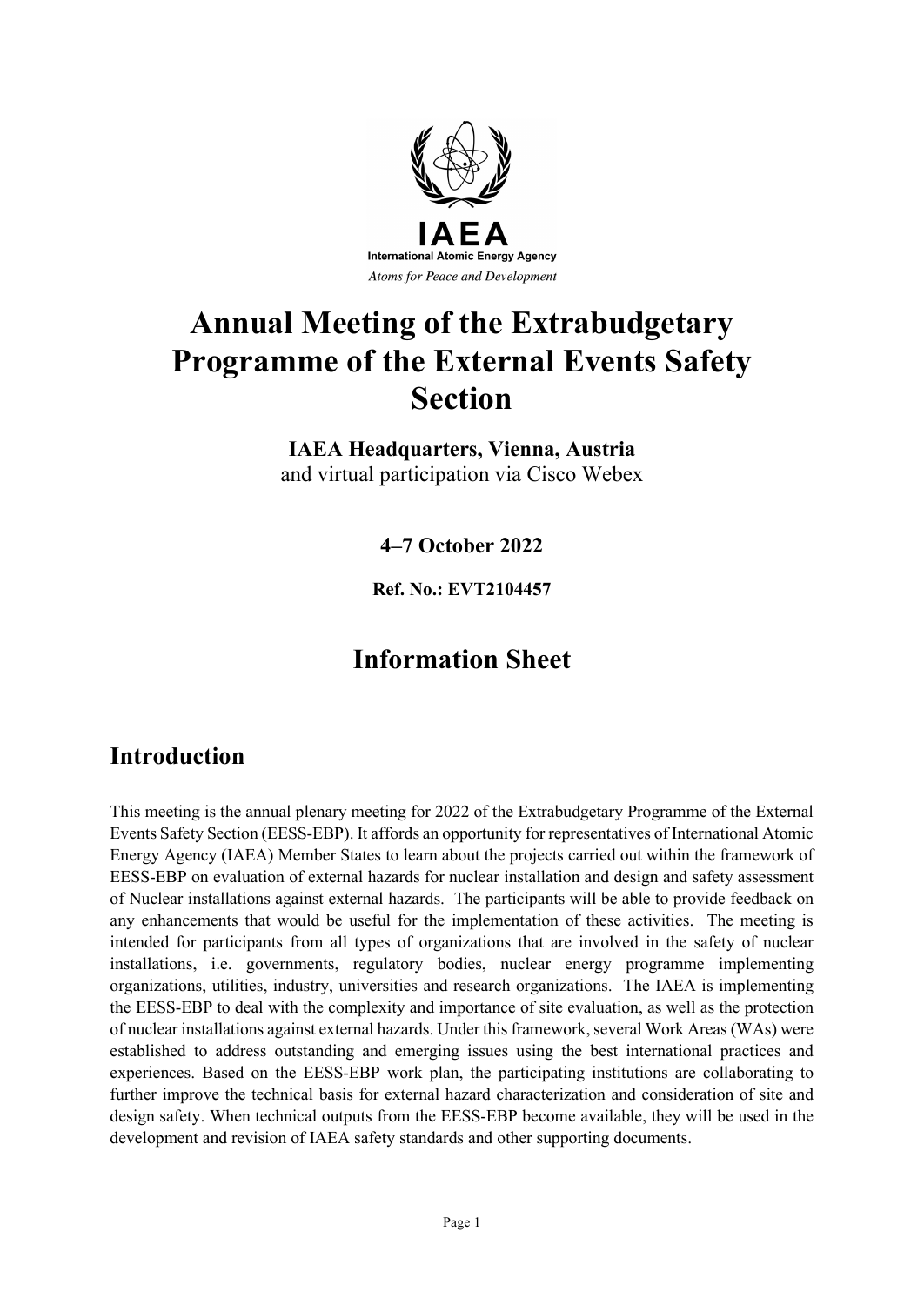IAEA

International Atomic Energy Agency

*Atoms for Peace and Development*

# Annual Meeting of the Extrabudgetary Programme of the External Events Safety Section

**IAEA Headquarters, Vienna, Austria**
and virtual participation via Cisco Webex

**4–7 October 2022**

**Ref. No.: EVT2104457**

# Information Sheet

## Introduction

This meeting is the annual plenary meeting for 2022 of the Extrabudgetary Programme of the External Events Safety Section (EESS-EBP). It affords an opportunity for representatives of International Atomic Energy Agency (IAEA) Member States to learn about the projects carried out within the framework of EESS-EBP on evaluation of external hazards for nuclear installation and design and safety assessment of Nuclear installations against external hazards. The participants will be able to provide feedback on any enhancements that would be useful for the implementation of these activities. The meeting is intended for participants from all types of organizations that are involved in the safety of nuclear installations, i.e. governments, regulatory bodies, nuclear energy programme implementing organizations, utilities, industry, universities and research organizations. The IAEA is implementing the EESS-EBP to deal with the complexity and importance of site evaluation, as well as the protection of nuclear installations against external hazards. Under this framework, several Work Areas (WAs) were established to address outstanding and emerging issues using the best international practices and experiences. Based on the EESS-EBP work plan, the participating institutions are collaborating to further improve the technical basis for external hazard characterization and consideration of site and design safety. When technical outputs from the EESS-EBP become available, they will be used in the development and revision of IAEA safety standards and other supporting documents.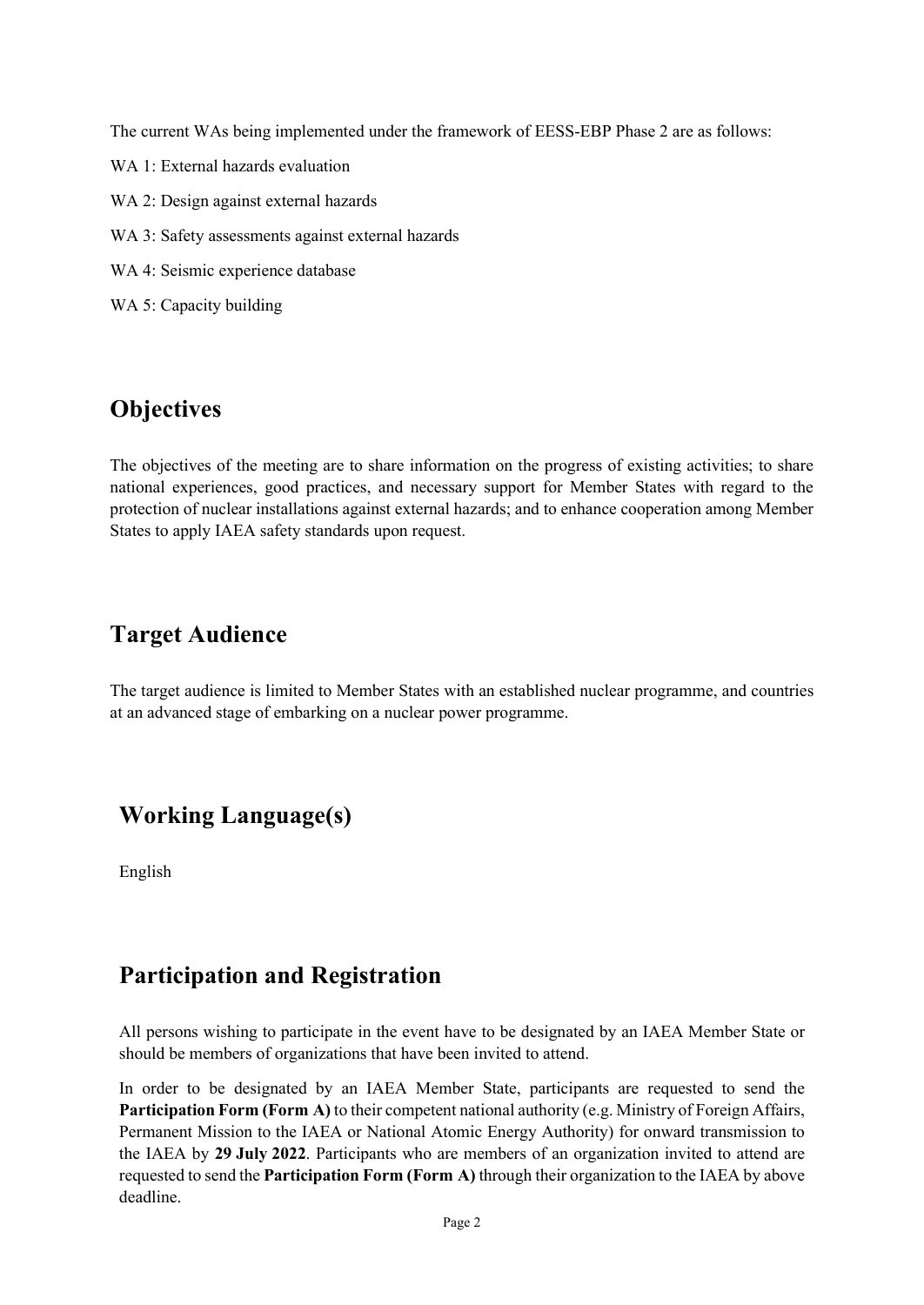The current WAs being implemented under the framework of EESS-EBP Phase 2 are as follows:

WA 1: External hazards evaluation

WA 2: Design against external hazards

WA 3: Safety assessments against external hazards

WA 4: Seismic experience database

WA 5: Capacity building

## Objectives

The objectives of the meeting are to share information on the progress of existing activities; to share national experiences, good practices, and necessary support for Member States with regard to the protection of nuclear installations against external hazards; and to enhance cooperation among Member States to apply IAEA safety standards upon request.

## Target Audience

The target audience is limited to Member States with an established nuclear programme, and countries at an advanced stage of embarking on a nuclear power programme.

## Working Language(s)

English

## Participation and Registration

All persons wishing to participate in the event have to be designated by an IAEA Member State or should be members of organizations that have been invited to attend.

In order to be designated by an IAEA Member State, participants are requested to send the **Participation Form (Form A)** to their competent national authority (e.g. Ministry of Foreign Affairs, Permanent Mission to the IAEA or National Atomic Energy Authority) for onward transmission to the IAEA by **29 July 2022**. Participants who are members of an organization invited to attend are requested to send the **Participation Form (Form A)** through their organization to the IAEA by above deadline.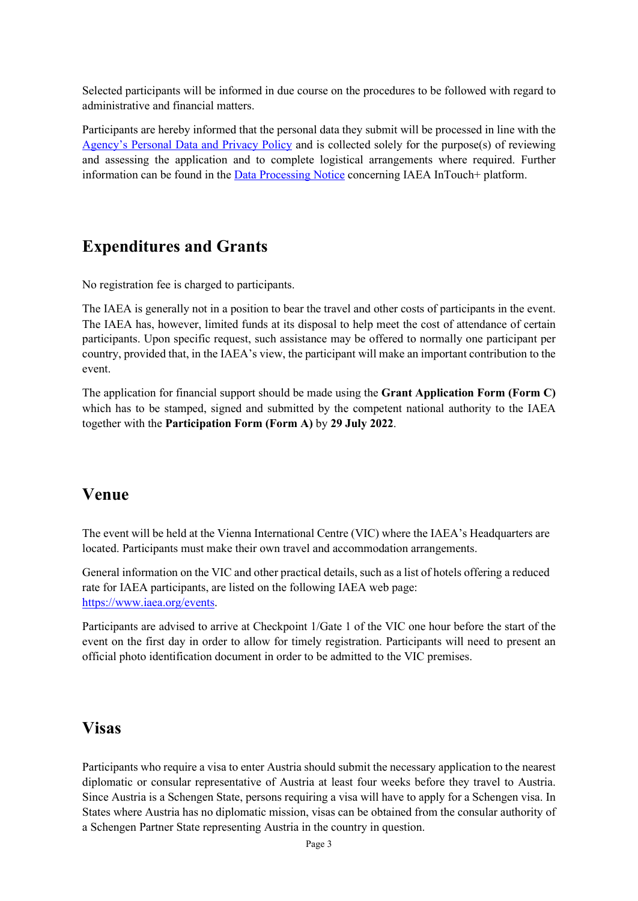Selected participants will be informed in due course on the procedures to be followed with regard to administrative and financial matters.

Participants are hereby informed that the personal data they submit will be processed in line with the [Agency's Personal Data and Privacy Policy]() and is collected solely for the purpose(s) of reviewing and assessing the application and to complete logistical arrangements where required. Further information can be found in the [Data Processing Notice]() concerning IAEA InTouch+ platform.

## Expenditures and Grants

No registration fee is charged to participants.

The IAEA is generally not in a position to bear the travel and other costs of participants in the event. The IAEA has, however, limited funds at its disposal to help meet the cost of attendance of certain participants. Upon specific request, such assistance may be offered to normally one participant per country, provided that, in the IAEA's view, the participant will make an important contribution to the event.

The application for financial support should be made using the **Grant Application Form (Form C)** which has to be stamped, signed and submitted by the competent national authority to the IAEA together with the **Participation Form (Form A)** by **29 July 2022**.

## Venue

The event will be held at the Vienna International Centre (VIC) where the IAEA's Headquarters are located. Participants must make their own travel and accommodation arrangements.

General information on the VIC and other practical details, such as a list of hotels offering a reduced rate for IAEA participants, are listed on the following IAEA web page: [https://www.iaea.org/events](https://www.iaea.org/events).

Participants are advised to arrive at Checkpoint 1/Gate 1 of the VIC one hour before the start of the event on the first day in order to allow for timely registration. Participants will need to present an official photo identification document in order to be admitted to the VIC premises.

## Visas

Participants who require a visa to enter Austria should submit the necessary application to the nearest diplomatic or consular representative of Austria at least four weeks before they travel to Austria. Since Austria is a Schengen State, persons requiring a visa will have to apply for a Schengen visa. In States where Austria has no diplomatic mission, visas can be obtained from the consular authority of a Schengen Partner State representing Austria in the country in question.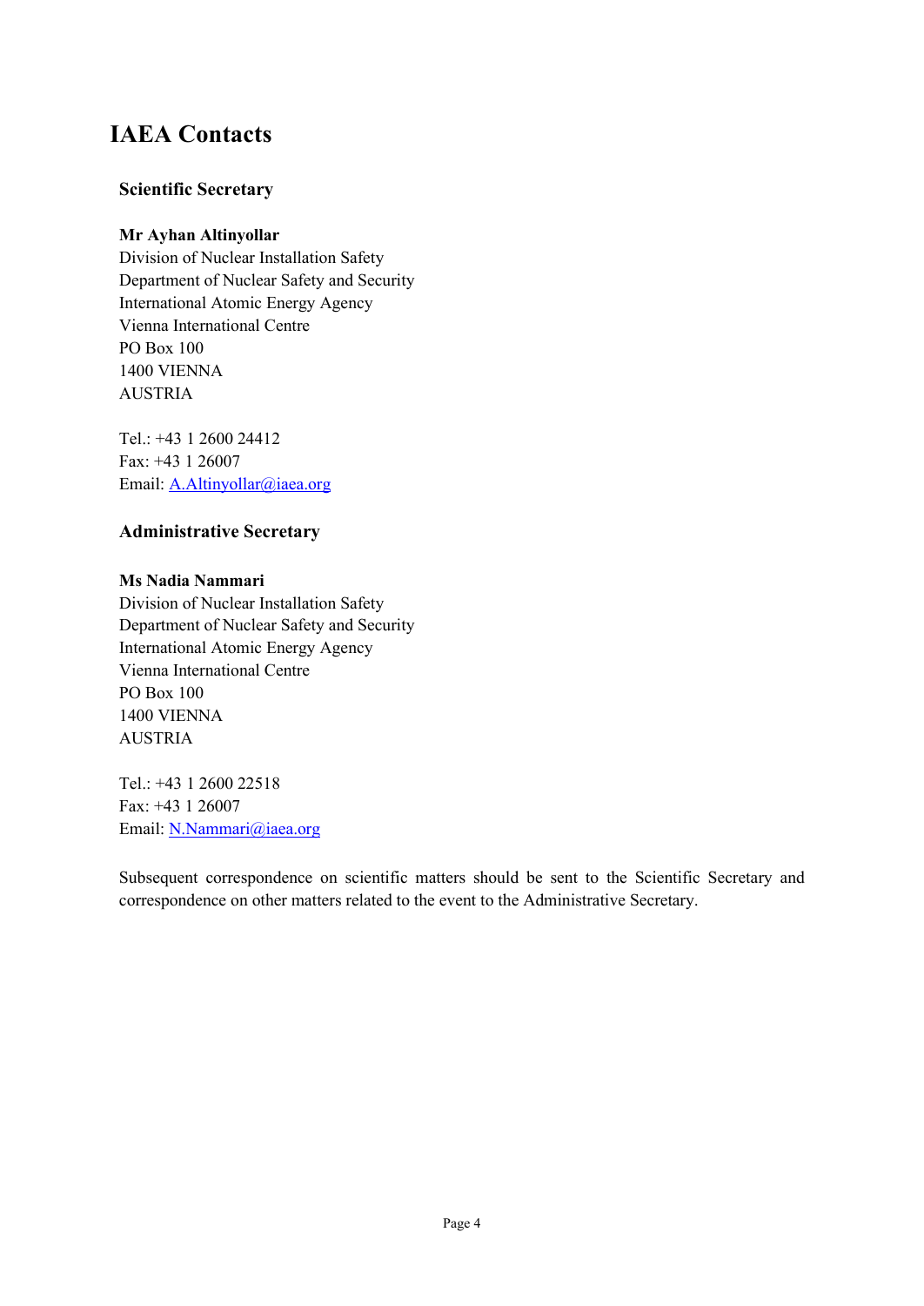# IAEA Contacts

### Scientific Secretary

**Mr Ayhan Altinyollar**
Division of Nuclear Installation Safety
Department of Nuclear Safety and Security
International Atomic Energy Agency
Vienna International Centre
PO Box 100
1400 VIENNA
AUSTRIA

Tel.: +43 1 2600 24412
Fax: +43 1 26007
Email: A.Altinyollar@iaea.org

### Administrative Secretary

**Ms Nadia Nammari**
Division of Nuclear Installation Safety
Department of Nuclear Safety and Security
International Atomic Energy Agency
Vienna International Centre
PO Box 100
1400 VIENNA
AUSTRIA

Tel.: +43 1 2600 22518
Fax: +43 1 26007
Email: N.Nammari@iaea.org

Subsequent correspondence on scientific matters should be sent to the Scientific Secretary and correspondence on other matters related to the event to the Administrative Secretary.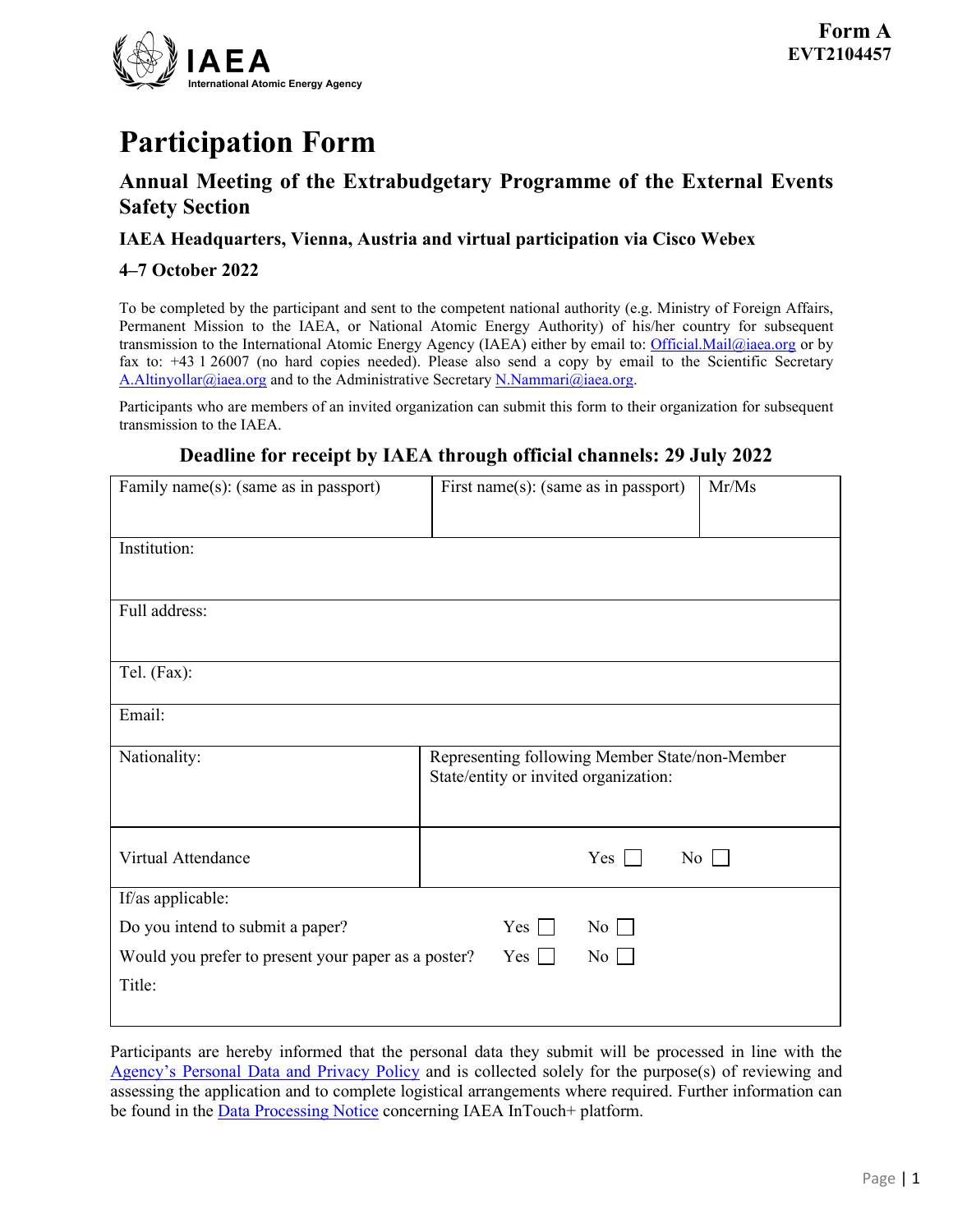**Form A**
**EVT2104457**

# Participation Form

## Annual Meeting of the Extrabudgetary Programme of the External Events Safety Section

### IAEA Headquarters, Vienna, Austria and virtual participation via Cisco Webex

### 4–7 October 2022

To be completed by the participant and sent to the competent national authority (e.g. Ministry of Foreign Affairs, Permanent Mission to the IAEA, or National Atomic Energy Authority) of his/her country for subsequent transmission to the International Atomic Energy Agency (IAEA) either by email to: Official.Mail@iaea.org or by fax to: +43 1 26007 (no hard copies needed). Please also send a copy by email to the Scientific Secretary A.Altinyollar@iaea.org and to the Administrative Secretary N.Nammari@iaea.org.

Participants who are members of an invited organization can submit this form to their organization for subsequent transmission to the IAEA.

**Deadline for receipt by IAEA through official channels: 29 July 2022**

| Family name(s): (same as in passport) | First name(s): (same as in passport) | Mr/Ms |
|---|---|---|
| Institution: | | |
| Full address: | | |
| Tel. (Fax): | | |
| Email: | | |
| Nationality: | Representing following Member State/non-Member State/entity or invited organization: | |
| Virtual Attendance | Yes ☐ No ☐ | |
| If/as applicable:<br>Do you intend to submit a paper? Yes ☐ No ☐<br>Would you prefer to present your paper as a poster? Yes ☐ No ☐<br>Title: | | |

Participants are hereby informed that the personal data they submit will be processed in line with the Agency's Personal Data and Privacy Policy and is collected solely for the purpose(s) of reviewing and assessing the application and to complete logistical arrangements where required. Further information can be found in the Data Processing Notice concerning IAEA InTouch+ platform.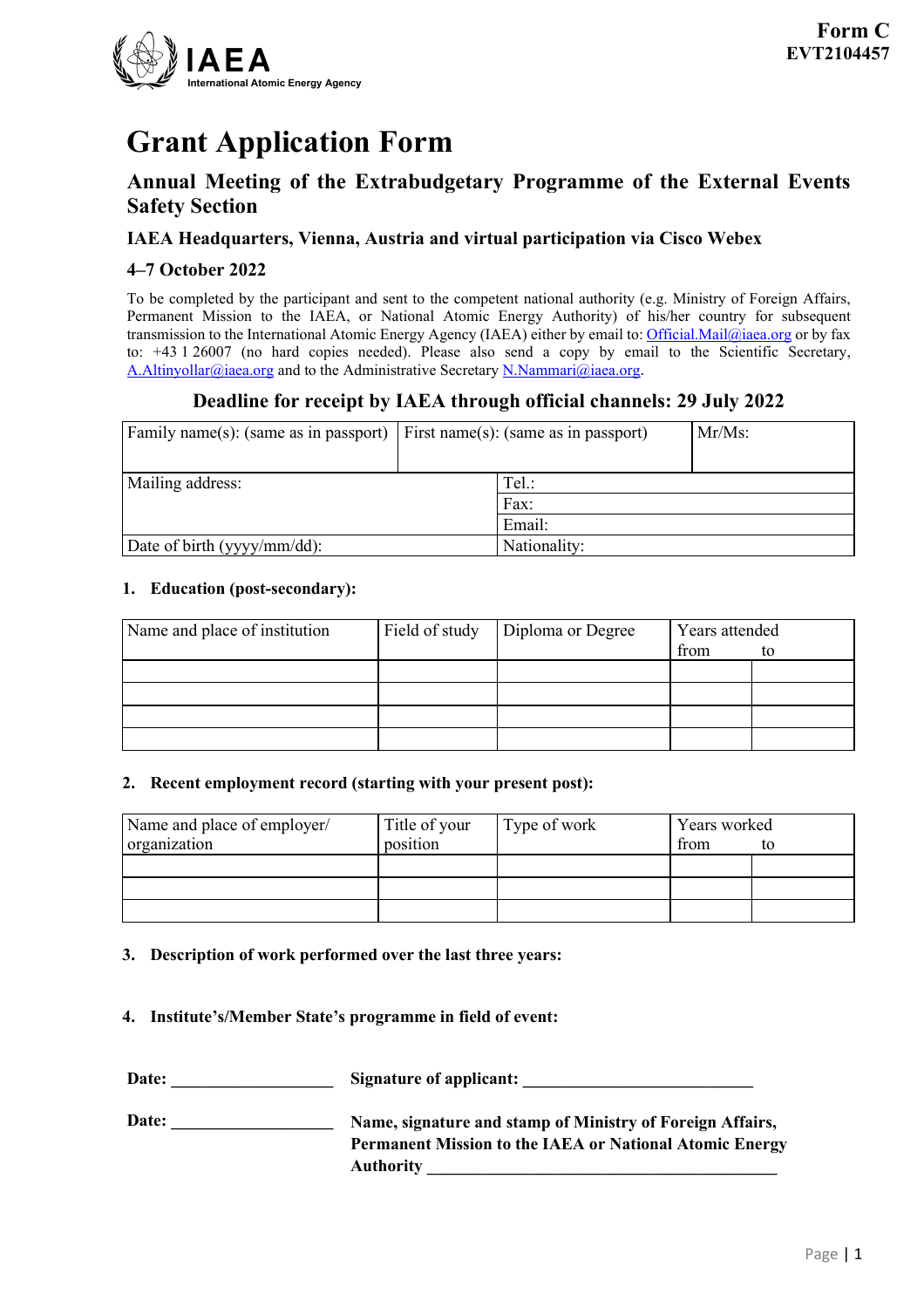IAEA
International Atomic Energy Agency

**Form C**
**EVT2104457**

# Grant Application Form

## Annual Meeting of the Extrabudgetary Programme of the External Events Safety Section

### IAEA Headquarters, Vienna, Austria and virtual participation via Cisco Webex

### 4–7 October 2022

To be completed by the participant and sent to the competent national authority (e.g. Ministry of Foreign Affairs, Permanent Mission to the IAEA, or National Atomic Energy Authority) of his/her country for subsequent transmission to the International Atomic Energy Agency (IAEA) either by email to: Official.Mail@iaea.org or by fax to: +43 1 26007 (no hard copies needed). Please also send a copy by email to the Scientific Secretary, A.Altinyollar@iaea.org and to the Administrative Secretary N.Nammari@iaea.org.

**Deadline for receipt by IAEA through official channels: 29 July 2022**

| Family name(s): (same as in passport) | First name(s): (same as in passport) | Mr/Ms: |
|---|---|---|
| Mailing address: | Tel.: | |
| | Fax: | |
| | Email: | |
| Date of birth (yyyy/mm/dd): | Nationality: | |

**1. Education (post-secondary):**

| Name and place of institution | Field of study | Diploma or Degree | Years attended from | to |
|---|---|---|---|---|
| | | | | |
| | | | | |
| | | | | |
| | | | | |

**2. Recent employment record (starting with your present post):**

| Name and place of employer/ organization | Title of your position | Type of work | Years worked from | to |
|---|---|---|---|---|
| | | | | |
| | | | | |
| | | | | |

**3. Description of work performed over the last three years:**

**4. Institute's/Member State's programme in field of event:**

**Date:** ___________________ **Signature of applicant:** ___________________________

**Date:** ___________________ **Name, signature and stamp of Ministry of Foreign Affairs, Permanent Mission to the IAEA or National Atomic Energy Authority** ___________________________________________